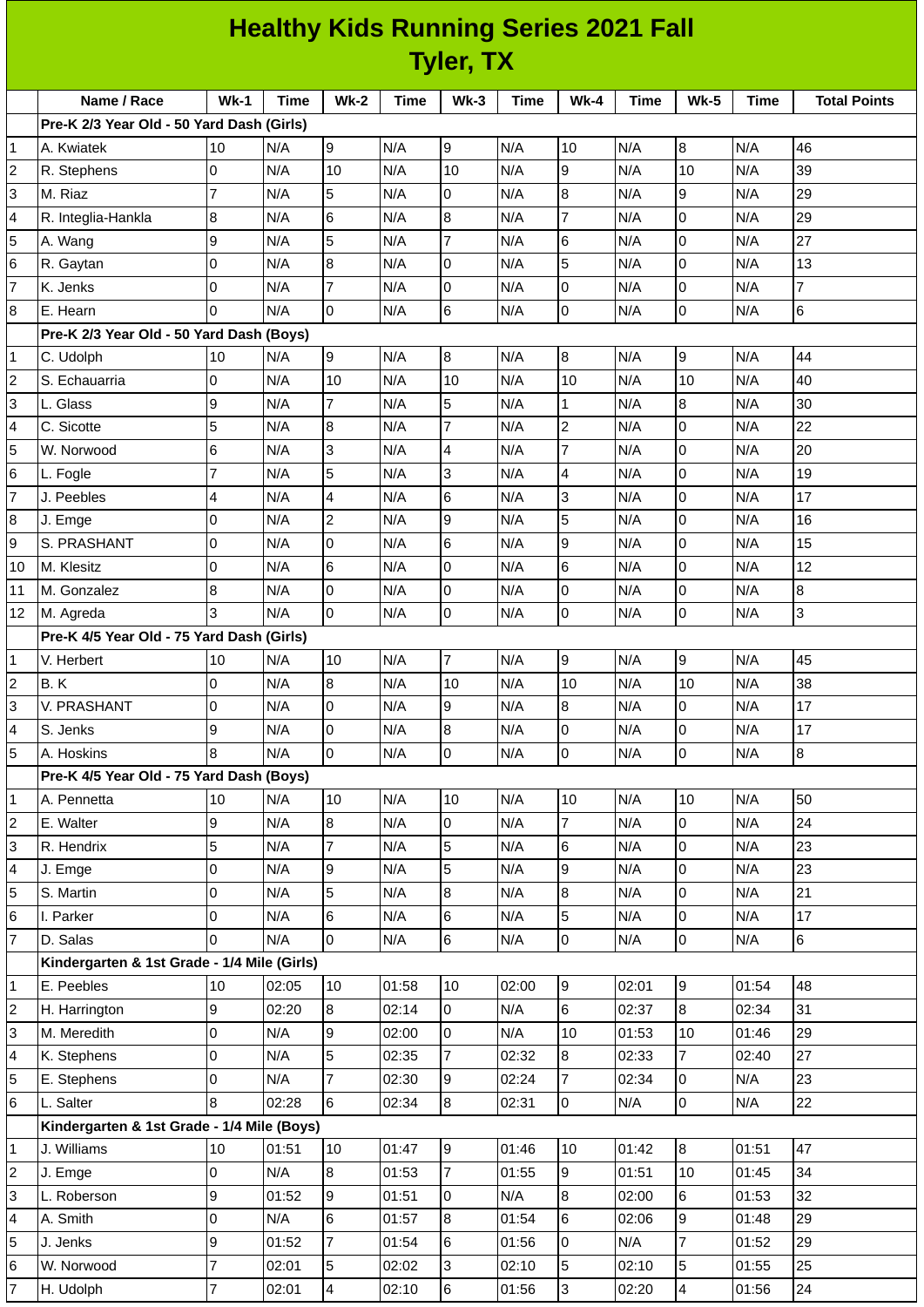# Healthy Kids Running Series 2021 Fall
## Tyler, TX

| | Name / Race | Wk-1 | Time | Wk-2 | Time | Wk-3 | Time | Wk-4 | Time | Wk-5 | Time | Total Points |
|---|---|---|---|---|---|---|---|---|---|---|---|---|
| | **Pre-K 2/3 Year Old - 50 Yard Dash (Girls)** | | | | | | | | | | | |
| 1 | A. Kwiatek | 10 | N/A | 9 | N/A | 9 | N/A | 10 | N/A | 8 | N/A | 46 |
| 2 | R. Stephens | 0 | N/A | 10 | N/A | 10 | N/A | 9 | N/A | 10 | N/A | 39 |
| 3 | M. Riaz | 7 | N/A | 5 | N/A | 0 | N/A | 8 | N/A | 9 | N/A | 29 |
| 4 | R. Integlia-Hankla | 8 | N/A | 6 | N/A | 8 | N/A | 7 | N/A | 0 | N/A | 29 |
| 5 | A. Wang | 9 | N/A | 5 | N/A | 7 | N/A | 6 | N/A | 0 | N/A | 27 |
| 6 | R. Gaytan | 0 | N/A | 8 | N/A | 0 | N/A | 5 | N/A | 0 | N/A | 13 |
| 7 | K. Jenks | 0 | N/A | 7 | N/A | 0 | N/A | 0 | N/A | 0 | N/A | 7 |
| 8 | E. Hearn | 0 | N/A | 0 | N/A | 6 | N/A | 0 | N/A | 0 | N/A | 6 |
| | **Pre-K 2/3 Year Old - 50 Yard Dash (Boys)** | | | | | | | | | | | |
| 1 | C. Udolph | 10 | N/A | 9 | N/A | 8 | N/A | 8 | N/A | 9 | N/A | 44 |
| 2 | S. Echauarria | 0 | N/A | 10 | N/A | 10 | N/A | 10 | N/A | 10 | N/A | 40 |
| 3 | L. Glass | 9 | N/A | 7 | N/A | 5 | N/A | 1 | N/A | 8 | N/A | 30 |
| 4 | C. Sicotte | 5 | N/A | 8 | N/A | 7 | N/A | 2 | N/A | 0 | N/A | 22 |
| 5 | W. Norwood | 6 | N/A | 3 | N/A | 4 | N/A | 7 | N/A | 0 | N/A | 20 |
| 6 | L. Fogle | 7 | N/A | 5 | N/A | 3 | N/A | 4 | N/A | 0 | N/A | 19 |
| 7 | J. Peebles | 4 | N/A | 4 | N/A | 6 | N/A | 3 | N/A | 0 | N/A | 17 |
| 8 | J. Emge | 0 | N/A | 2 | N/A | 9 | N/A | 5 | N/A | 0 | N/A | 16 |
| 9 | S. PRASHANT | 0 | N/A | 0 | N/A | 6 | N/A | 9 | N/A | 0 | N/A | 15 |
| 10 | M. Klesitz | 0 | N/A | 6 | N/A | 0 | N/A | 6 | N/A | 0 | N/A | 12 |
| 11 | M. Gonzalez | 8 | N/A | 0 | N/A | 0 | N/A | 0 | N/A | 0 | N/A | 8 |
| 12 | M. Agreda | 3 | N/A | 0 | N/A | 0 | N/A | 0 | N/A | 0 | N/A | 3 |
| | **Pre-K 4/5 Year Old - 75 Yard Dash (Girls)** | | | | | | | | | | | |
| 1 | V. Herbert | 10 | N/A | 10 | N/A | 7 | N/A | 9 | N/A | 9 | N/A | 45 |
| 2 | B. K | 0 | N/A | 8 | N/A | 10 | N/A | 10 | N/A | 10 | N/A | 38 |
| 3 | V. PRASHANT | 0 | N/A | 0 | N/A | 9 | N/A | 8 | N/A | 0 | N/A | 17 |
| 4 | S. Jenks | 9 | N/A | 0 | N/A | 8 | N/A | 0 | N/A | 0 | N/A | 17 |
| 5 | A. Hoskins | 8 | N/A | 0 | N/A | 0 | N/A | 0 | N/A | 0 | N/A | 8 |
| | **Pre-K 4/5 Year Old - 75 Yard Dash (Boys)** | | | | | | | | | | | |
| 1 | A. Pennetta | 10 | N/A | 10 | N/A | 10 | N/A | 10 | N/A | 10 | N/A | 50 |
| 2 | E. Walter | 9 | N/A | 8 | N/A | 0 | N/A | 7 | N/A | 0 | N/A | 24 |
| 3 | R. Hendrix | 5 | N/A | 7 | N/A | 5 | N/A | 6 | N/A | 0 | N/A | 23 |
| 4 | J. Emge | 0 | N/A | 9 | N/A | 5 | N/A | 9 | N/A | 0 | N/A | 23 |
| 5 | S. Martin | 0 | N/A | 5 | N/A | 8 | N/A | 8 | N/A | 0 | N/A | 21 |
| 6 | I. Parker | 0 | N/A | 6 | N/A | 6 | N/A | 5 | N/A | 0 | N/A | 17 |
| 7 | D. Salas | 0 | N/A | 0 | N/A | 6 | N/A | 0 | N/A | 0 | N/A | 6 |
| | **Kindergarten & 1st Grade - 1/4 Mile (Girls)** | | | | | | | | | | | |
| 1 | E. Peebles | 10 | 02:05 | 10 | 01:58 | 10 | 02:00 | 9 | 02:01 | 9 | 01:54 | 48 |
| 2 | H. Harrington | 9 | 02:20 | 8 | 02:14 | 0 | N/A | 6 | 02:37 | 8 | 02:34 | 31 |
| 3 | M. Meredith | 0 | N/A | 9 | 02:00 | 0 | N/A | 10 | 01:53 | 10 | 01:46 | 29 |
| 4 | K. Stephens | 0 | N/A | 5 | 02:35 | 7 | 02:32 | 8 | 02:33 | 7 | 02:40 | 27 |
| 5 | E. Stephens | 0 | N/A | 7 | 02:30 | 9 | 02:24 | 7 | 02:34 | 0 | N/A | 23 |
| 6 | L. Salter | 8 | 02:28 | 6 | 02:34 | 8 | 02:31 | 0 | N/A | 0 | N/A | 22 |
| | **Kindergarten & 1st Grade - 1/4 Mile (Boys)** | | | | | | | | | | | |
| 1 | J. Williams | 10 | 01:51 | 10 | 01:47 | 9 | 01:46 | 10 | 01:42 | 8 | 01:51 | 47 |
| 2 | J. Emge | 0 | N/A | 8 | 01:53 | 7 | 01:55 | 9 | 01:51 | 10 | 01:45 | 34 |
| 3 | L. Roberson | 9 | 01:52 | 9 | 01:51 | 0 | N/A | 8 | 02:00 | 6 | 01:53 | 32 |
| 4 | A. Smith | 0 | N/A | 6 | 01:57 | 8 | 01:54 | 6 | 02:06 | 9 | 01:48 | 29 |
| 5 | J. Jenks | 9 | 01:52 | 7 | 01:54 | 6 | 01:56 | 0 | N/A | 7 | 01:52 | 29 |
| 6 | W. Norwood | 7 | 02:01 | 5 | 02:02 | 3 | 02:10 | 5 | 02:10 | 5 | 01:55 | 25 |
| 7 | H. Udolph | 7 | 02:01 | 4 | 02:10 | 6 | 01:56 | 3 | 02:20 | 4 | 01:56 | 24 |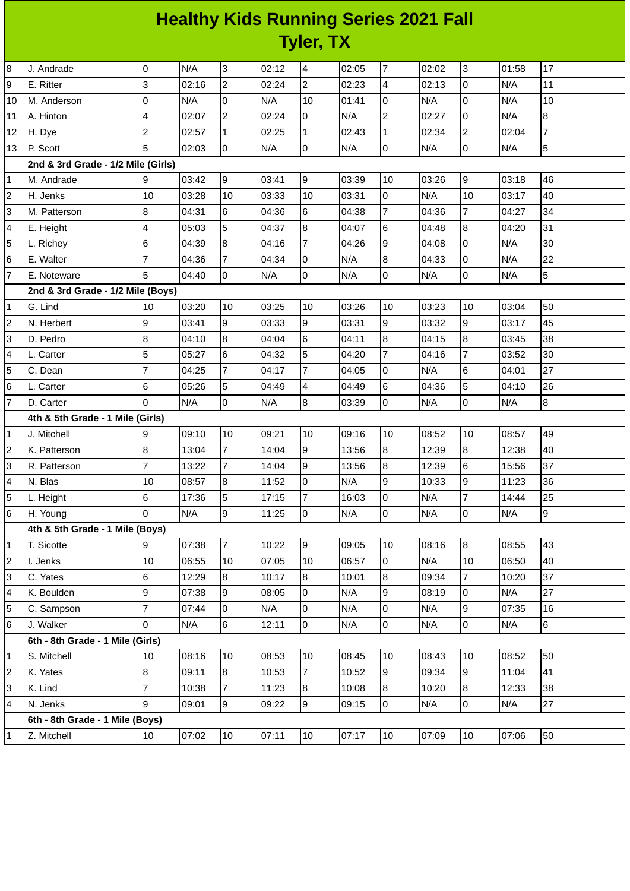# Healthy Kids Running Series 2021 Fall

## Tyler, TX

| | | | | | | | | | | | | |
|---|---|---|---|---|---|---|---|---|---|---|---|---|
| 8 | J. Andrade | 0 | N/A | 3 | 02:12 | 4 | 02:05 | 7 | 02:02 | 3 | 01:58 | 17 |
| 9 | E. Ritter | 3 | 02:16 | 2 | 02:24 | 2 | 02:23 | 4 | 02:13 | 0 | N/A | 11 |
| 10 | M. Anderson | 0 | N/A | 0 | N/A | 10 | 01:41 | 0 | N/A | 0 | N/A | 10 |
| 11 | A. Hinton | 4 | 02:07 | 2 | 02:24 | 0 | N/A | 2 | 02:27 | 0 | N/A | 8 |
| 12 | H. Dye | 2 | 02:57 | 1 | 02:25 | 1 | 02:43 | 1 | 02:34 | 2 | 02:04 | 7 |
| 13 | P. Scott | 5 | 02:03 | 0 | N/A | 0 | N/A | 0 | N/A | 0 | N/A | 5 |
| | **2nd & 3rd Grade - 1/2 Mile (Girls)** | | | | | | | | | | | |
| 1 | M. Andrade | 9 | 03:42 | 9 | 03:41 | 9 | 03:39 | 10 | 03:26 | 9 | 03:18 | 46 |
| 2 | H. Jenks | 10 | 03:28 | 10 | 03:33 | 10 | 03:31 | 0 | N/A | 10 | 03:17 | 40 |
| 3 | M. Patterson | 8 | 04:31 | 6 | 04:36 | 6 | 04:38 | 7 | 04:36 | 7 | 04:27 | 34 |
| 4 | E. Height | 4 | 05:03 | 5 | 04:37 | 8 | 04:07 | 6 | 04:48 | 8 | 04:20 | 31 |
| 5 | L. Richey | 6 | 04:39 | 8 | 04:16 | 7 | 04:26 | 9 | 04:08 | 0 | N/A | 30 |
| 6 | E. Walter | 7 | 04:36 | 7 | 04:34 | 0 | N/A | 8 | 04:33 | 0 | N/A | 22 |
| 7 | E. Noteware | 5 | 04:40 | 0 | N/A | 0 | N/A | 0 | N/A | 0 | N/A | 5 |
| | **2nd & 3rd Grade - 1/2 Mile (Boys)** | | | | | | | | | | | |
| 1 | G. Lind | 10 | 03:20 | 10 | 03:25 | 10 | 03:26 | 10 | 03:23 | 10 | 03:04 | 50 |
| 2 | N. Herbert | 9 | 03:41 | 9 | 03:33 | 9 | 03:31 | 9 | 03:32 | 9 | 03:17 | 45 |
| 3 | D. Pedro | 8 | 04:10 | 8 | 04:04 | 6 | 04:11 | 8 | 04:15 | 8 | 03:45 | 38 |
| 4 | L. Carter | 5 | 05:27 | 6 | 04:32 | 5 | 04:20 | 7 | 04:16 | 7 | 03:52 | 30 |
| 5 | C. Dean | 7 | 04:25 | 7 | 04:17 | 7 | 04:05 | 0 | N/A | 6 | 04:01 | 27 |
| 6 | L. Carter | 6 | 05:26 | 5 | 04:49 | 4 | 04:49 | 6 | 04:36 | 5 | 04:10 | 26 |
| 7 | D. Carter | 0 | N/A | 0 | N/A | 8 | 03:39 | 0 | N/A | 0 | N/A | 8 |
| | **4th & 5th Grade - 1 Mile (Girls)** | | | | | | | | | | | |
| 1 | J. Mitchell | 9 | 09:10 | 10 | 09:21 | 10 | 09:16 | 10 | 08:52 | 10 | 08:57 | 49 |
| 2 | K. Patterson | 8 | 13:04 | 7 | 14:04 | 9 | 13:56 | 8 | 12:39 | 8 | 12:38 | 40 |
| 3 | R. Patterson | 7 | 13:22 | 7 | 14:04 | 9 | 13:56 | 8 | 12:39 | 6 | 15:56 | 37 |
| 4 | N. Blas | 10 | 08:57 | 8 | 11:52 | 0 | N/A | 9 | 10:33 | 9 | 11:23 | 36 |
| 5 | L. Height | 6 | 17:36 | 5 | 17:15 | 7 | 16:03 | 0 | N/A | 7 | 14:44 | 25 |
| 6 | H. Young | 0 | N/A | 9 | 11:25 | 0 | N/A | 0 | N/A | 0 | N/A | 9 |
| | **4th & 5th Grade - 1 Mile (Boys)** | | | | | | | | | | | |
| 1 | T. Sicotte | 9 | 07:38 | 7 | 10:22 | 9 | 09:05 | 10 | 08:16 | 8 | 08:55 | 43 |
| 2 | I. Jenks | 10 | 06:55 | 10 | 07:05 | 10 | 06:57 | 0 | N/A | 10 | 06:50 | 40 |
| 3 | C. Yates | 6 | 12:29 | 8 | 10:17 | 8 | 10:01 | 8 | 09:34 | 7 | 10:20 | 37 |
| 4 | K. Boulden | 9 | 07:38 | 9 | 08:05 | 0 | N/A | 9 | 08:19 | 0 | N/A | 27 |
| 5 | C. Sampson | 7 | 07:44 | 0 | N/A | 0 | N/A | 0 | N/A | 9 | 07:35 | 16 |
| 6 | J. Walker | 0 | N/A | 6 | 12:11 | 0 | N/A | 0 | N/A | 0 | N/A | 6 |
| | **6th - 8th Grade - 1 Mile (Girls)** | | | | | | | | | | | |
| 1 | S. Mitchell | 10 | 08:16 | 10 | 08:53 | 10 | 08:45 | 10 | 08:43 | 10 | 08:52 | 50 |
| 2 | K. Yates | 8 | 09:11 | 8 | 10:53 | 7 | 10:52 | 9 | 09:34 | 9 | 11:04 | 41 |
| 3 | K. Lind | 7 | 10:38 | 7 | 11:23 | 8 | 10:08 | 8 | 10:20 | 8 | 12:33 | 38 |
| 4 | N. Jenks | 9 | 09:01 | 9 | 09:22 | 9 | 09:15 | 0 | N/A | 0 | N/A | 27 |
| | **6th - 8th Grade - 1 Mile (Boys)** | | | | | | | | | | | |
| 1 | Z. Mitchell | 10 | 07:02 | 10 | 07:11 | 10 | 07:17 | 10 | 07:09 | 10 | 07:06 | 50 |